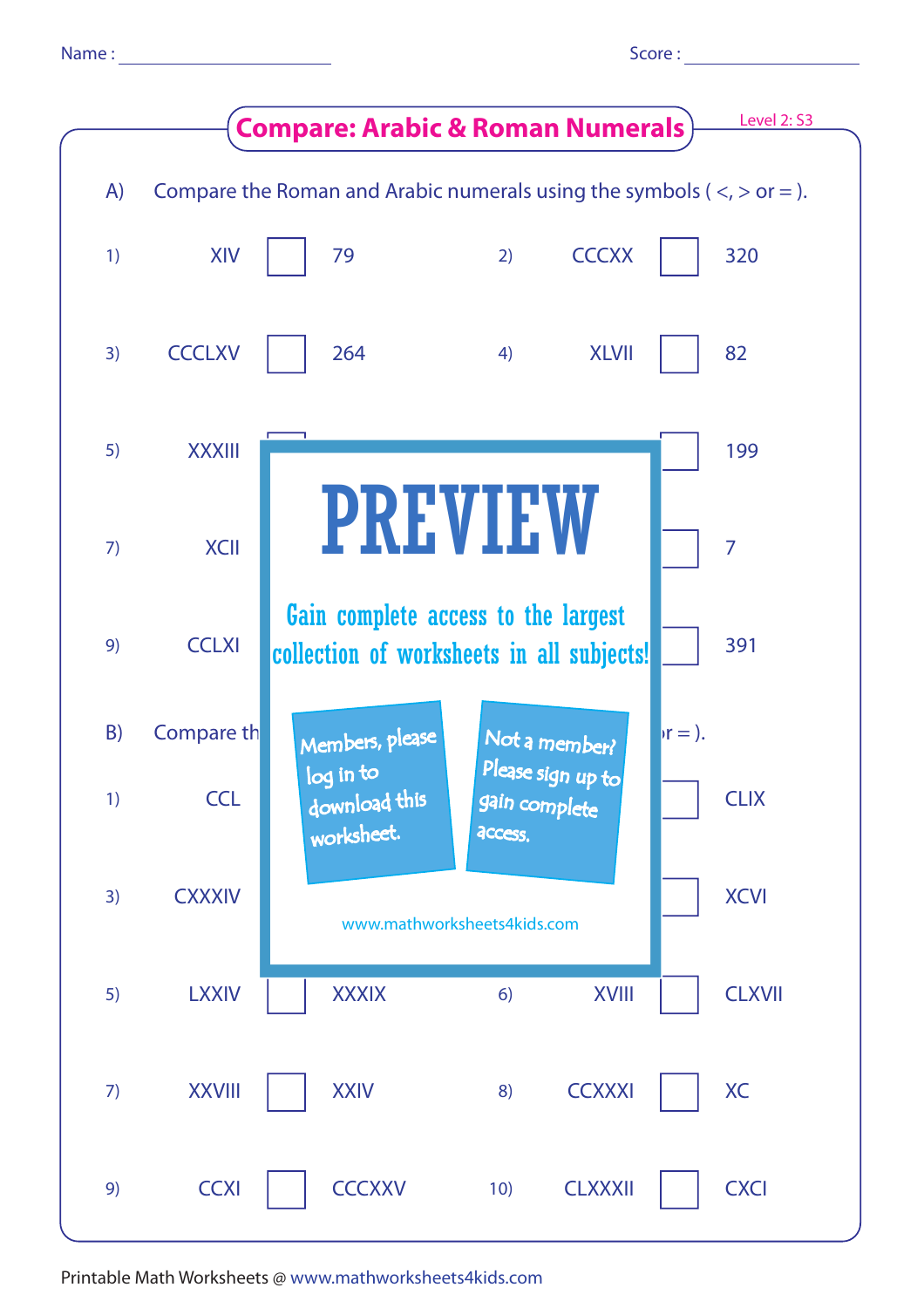Name : ____________________ Score : ____________________

# Compare: Arabic & Roman Numerals

Level 2: S3

A) Compare the Roman and Arabic numerals using the symbols ( <, > or = ).

1) XIV ☐ 79

2) CCCXX ☐ 320

3) CCCLXV ☐ 264

4) XLVII ☐ 82

5) XXXIII ☐

6) ☐ 199

7) XCII

8) ☐ 7

9) CCLXI

10) ☐ 391

**PREVIEW**

Gain complete access to the largest collection of worksheets in all subjects!

Members, please log in to download this worksheet.

Not a member? Please sign up to gain complete access.

www.mathworksheets4kids.com

B) Compare th ... r = ).

1) CCL

2) ☐ CLIX

3) CXXXIV

4) ☐ XCVI

5) LXXIV ☐ XXXIX

6) XVIII ☐ CLXVII

7) XXVIII ☐ XXIV

8) CCXXXI ☐ XC

9) CCXI ☐ CCCXXV

10) CLXXXII ☐ CXCI

Printable Math Worksheets @ www.mathworksheets4kids.com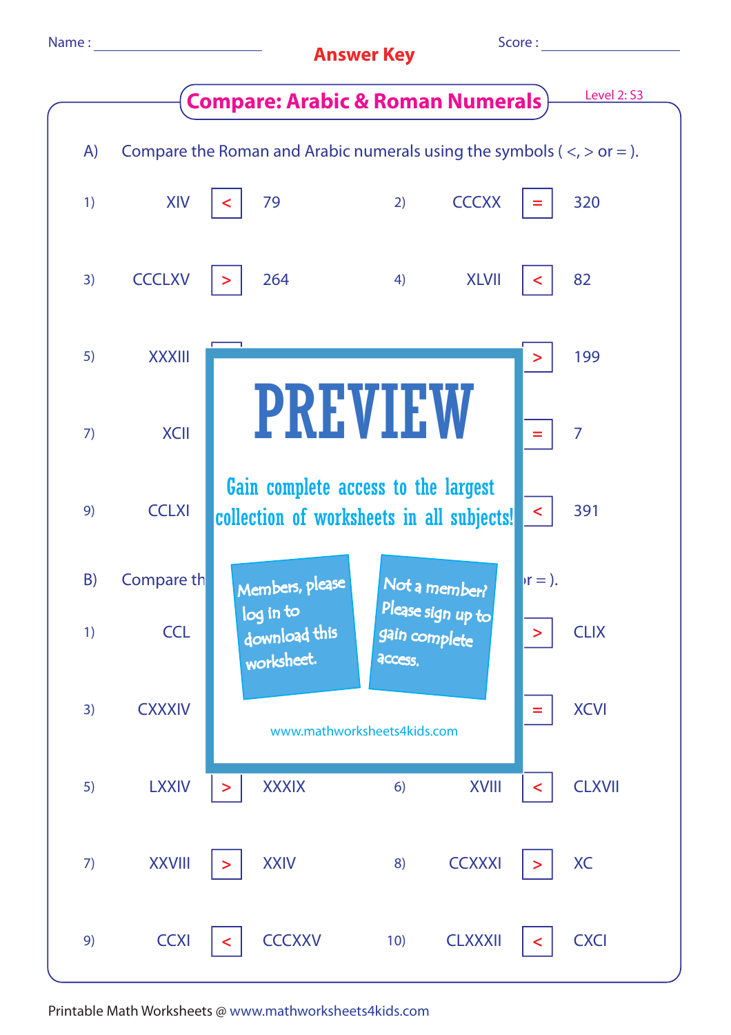Name : ____________ Score : ____________

**Answer Key**

## Compare: Arabic & Roman Numerals

Level 2: S3

A) Compare the Roman and Arabic numerals using the symbols ( <, > or = ).

| | | | | | | | |
|---|---|---|---|---|---|---|---|
| 1) | XIV | < | 79 | 2) | CCCXX | = | 320 |
| 3) | CCCLXV | > | 264 | 4) | XLVII | < | 82 |
| 5) | XXXIII | | | | | > | 199 |
| 7) | XCII | | | | | = | 7 |
| 9) | CCLXI | | | | | < | 391 |

B) Compare th ... r = ).

| | | | | | | | |
|---|---|---|---|---|---|---|---|
| 1) | CCL | | | | | > | CLIX |
| 3) | CXXXIV | | | | | = | XCVI |
| 5) | LXXIV | > | XXXIX | 6) | XVIII | < | CLXVII |
| 7) | XXVIII | > | XXIV | 8) | CCXXXI | > | XC |
| 9) | CCXI | < | CCCXXV | 10) | CLXXXII | < | CXCI |

PREVIEW

Gain complete access to the largest collection of worksheets in all subjects!

Members, please log in to download this worksheet.

Not a member? Please sign up to gain complete access.

www.mathworksheets4kids.com

Printable Math Worksheets @ www.mathworksheets4kids.com